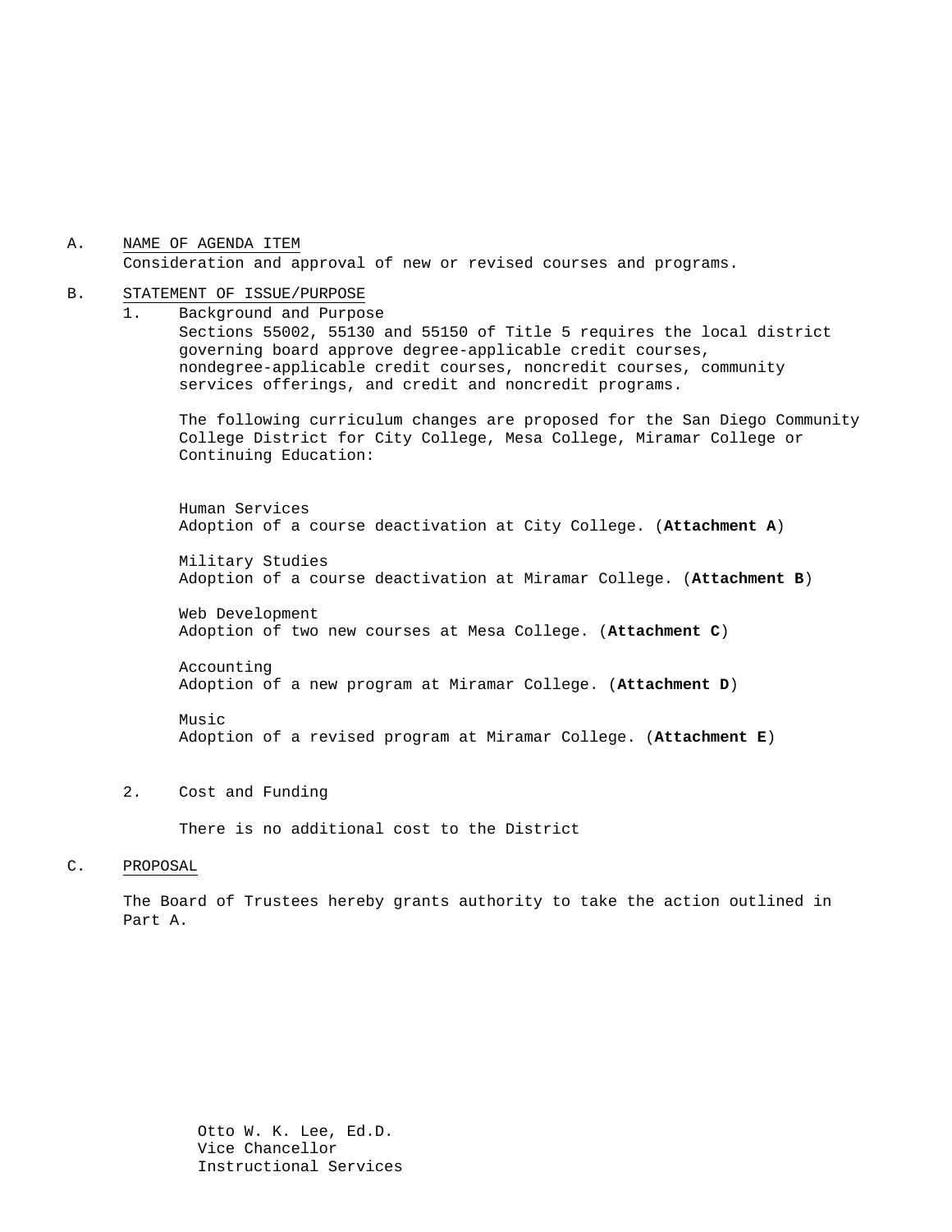A. <u>NAME OF AGENDA ITEM</u>

Consideration and approval of new or revised courses and programs.

B. <u>STATEMENT OF ISSUE/PURPOSE</u>

1. Background and Purpose

   Sections 55002, 55130 and 55150 of Title 5 requires the local district governing board approve degree-applicable credit courses, nondegree-applicable credit courses, noncredit courses, community services offerings, and credit and noncredit programs.

   The following curriculum changes are proposed for the San Diego Community College District for City College, Mesa College, Miramar College or Continuing Education:

   Human Services
   Adoption of a course deactivation at City College. (**Attachment A**)

   Military Studies
   Adoption of a course deactivation at Miramar College. (**Attachment B**)

   Web Development
   Adoption of two new courses at Mesa College. (**Attachment C**)

   Accounting
   Adoption of a new program at Miramar College. (**Attachment D**)

   Music
   Adoption of a revised program at Miramar College. (**Attachment E**)

2. Cost and Funding

   There is no additional cost to the District

C. <u>PROPOSAL</u>

The Board of Trustees hereby grants authority to take the action outlined in Part A.

Otto W. K. Lee, Ed.D.
Vice Chancellor
Instructional Services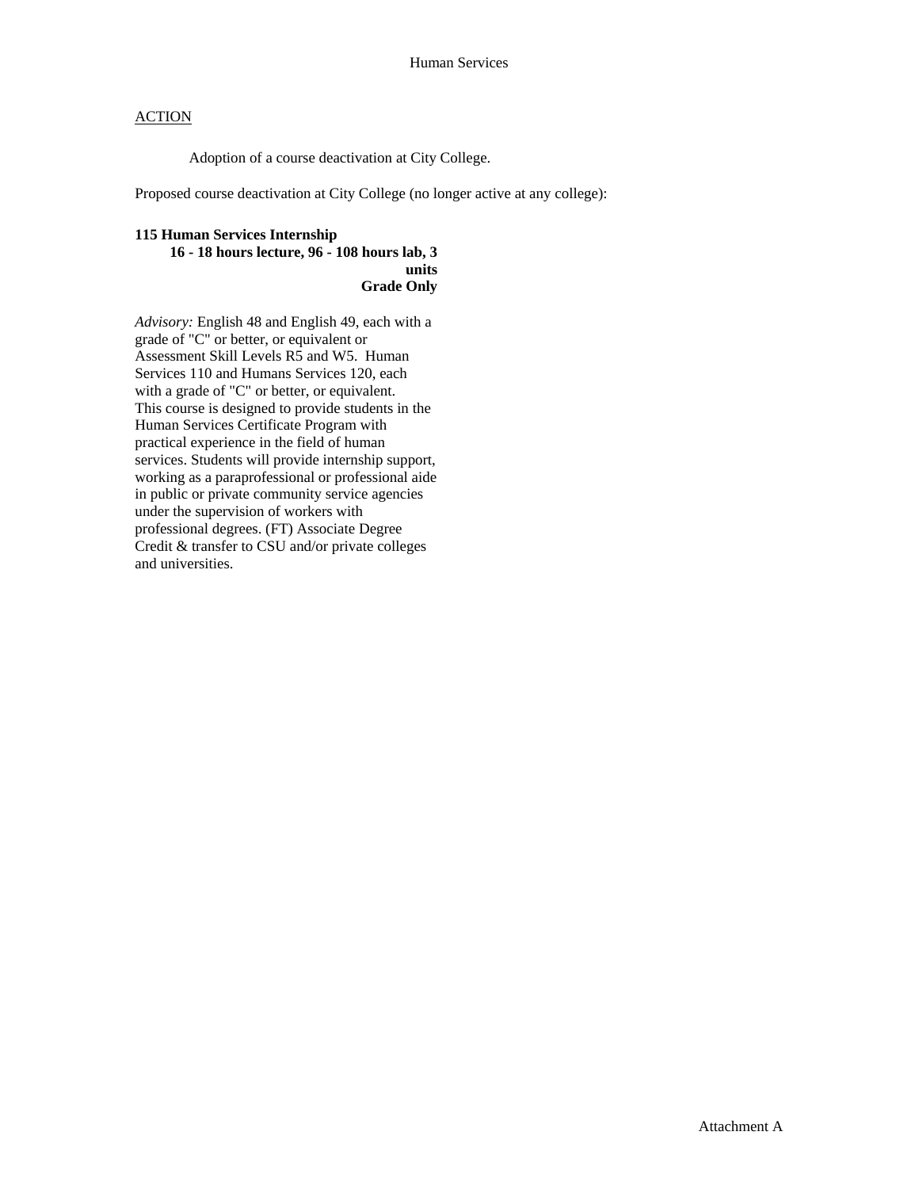Human Services

ACTION

Adoption of a course deactivation at City College.

Proposed course deactivation at City College (no longer active at any college):

**115 Human Services Internship**
**16 - 18 hours lecture, 96 - 108 hours lab, 3 units**
**Grade Only**

*Advisory:* English 48 and English 49, each with a grade of "C" or better, or equivalent or Assessment Skill Levels R5 and W5. Human Services 110 and Humans Services 120, each with a grade of "C" or better, or equivalent. This course is designed to provide students in the Human Services Certificate Program with practical experience in the field of human services. Students will provide internship support, working as a paraprofessional or professional aide in public or private community service agencies under the supervision of workers with professional degrees. (FT) Associate Degree Credit & transfer to CSU and/or private colleges and universities.

Attachment A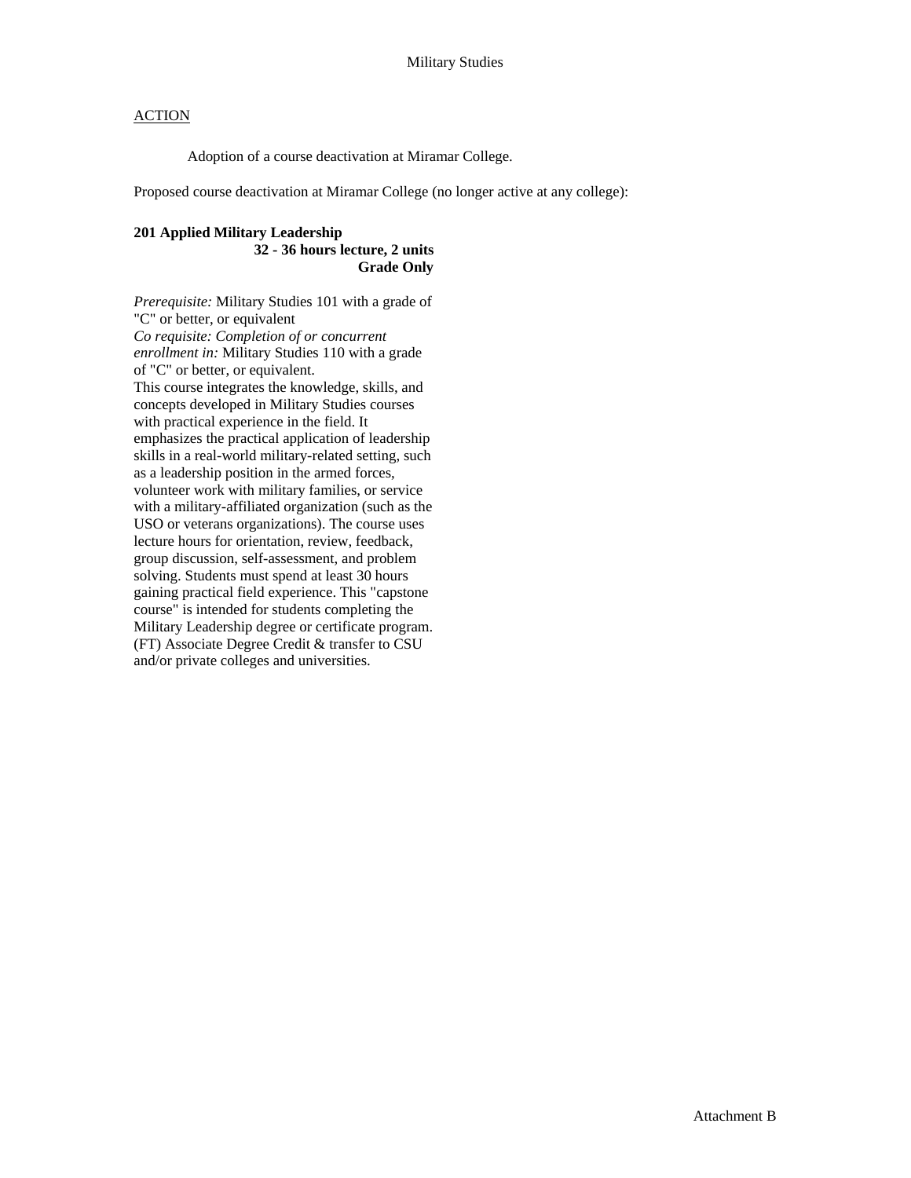Military Studies

<u>ACTION</u>

Adoption of a course deactivation at Miramar College.

Proposed course deactivation at Miramar College (no longer active at any college):

**201 Applied Military Leadership**
**32 - 36 hours lecture, 2 units**
**Grade Only**

*Prerequisite:* Military Studies 101 with a grade of "C" or better, or equivalent
*Co requisite: Completion of or concurrent enrollment in:* Military Studies 110 with a grade of "C" or better, or equivalent.
This course integrates the knowledge, skills, and concepts developed in Military Studies courses with practical experience in the field. It emphasizes the practical application of leadership skills in a real-world military-related setting, such as a leadership position in the armed forces, volunteer work with military families, or service with a military-affiliated organization (such as the USO or veterans organizations). The course uses lecture hours for orientation, review, feedback, group discussion, self-assessment, and problem solving. Students must spend at least 30 hours gaining practical field experience. This "capstone course" is intended for students completing the Military Leadership degree or certificate program. (FT) Associate Degree Credit & transfer to CSU and/or private colleges and universities.

Attachment B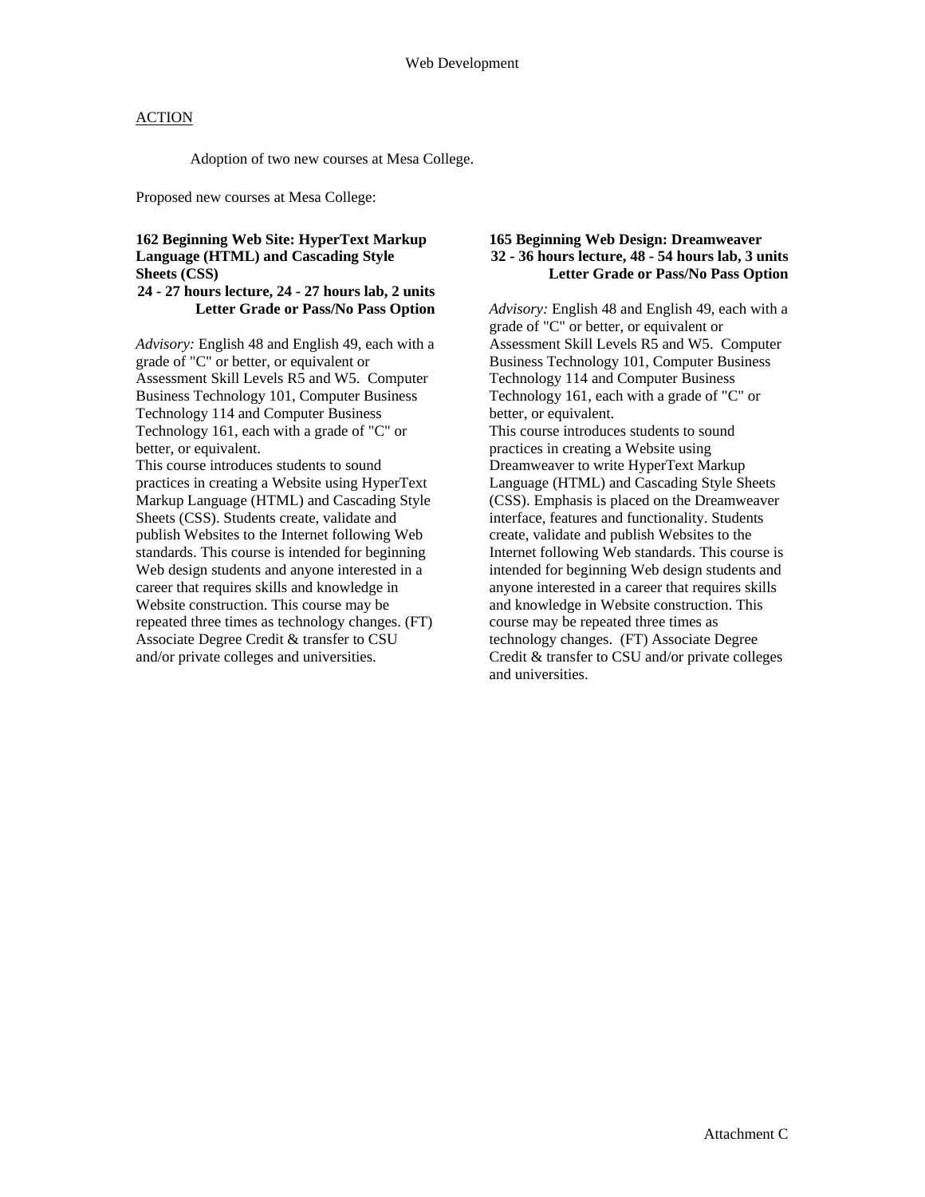# Web Development

## ACTION

Adoption of two new courses at Mesa College.

Proposed new courses at Mesa College:

**162 Beginning Web Site: HyperText Markup Language (HTML) and Cascading Style Sheets (CSS)**
**24 - 27 hours lecture, 24 - 27 hours lab, 2 units**
**Letter Grade or Pass/No Pass Option**

*Advisory:* English 48 and English 49, each with a grade of "C" or better, or equivalent or Assessment Skill Levels R5 and W5. Computer Business Technology 101, Computer Business Technology 114 and Computer Business Technology 161, each with a grade of "C" or better, or equivalent.
This course introduces students to sound practices in creating a Website using HyperText Markup Language (HTML) and Cascading Style Sheets (CSS). Students create, validate and publish Websites to the Internet following Web standards. This course is intended for beginning Web design students and anyone interested in a career that requires skills and knowledge in Website construction. This course may be repeated three times as technology changes. (FT) Associate Degree Credit & transfer to CSU and/or private colleges and universities.

**165 Beginning Web Design: Dreamweaver**
**32 - 36 hours lecture, 48 - 54 hours lab, 3 units**
**Letter Grade or Pass/No Pass Option**

*Advisory:* English 48 and English 49, each with a grade of "C" or better, or equivalent or Assessment Skill Levels R5 and W5. Computer Business Technology 101, Computer Business Technology 114 and Computer Business Technology 161, each with a grade of "C" or better, or equivalent.
This course introduces students to sound practices in creating a Website using Dreamweaver to write HyperText Markup Language (HTML) and Cascading Style Sheets (CSS). Emphasis is placed on the Dreamweaver interface, features and functionality. Students create, validate and publish Websites to the Internet following Web standards. This course is intended for beginning Web design students and anyone interested in a career that requires skills and knowledge in Website construction. This course may be repeated three times as technology changes. (FT) Associate Degree Credit & transfer to CSU and/or private colleges and universities.

Attachment C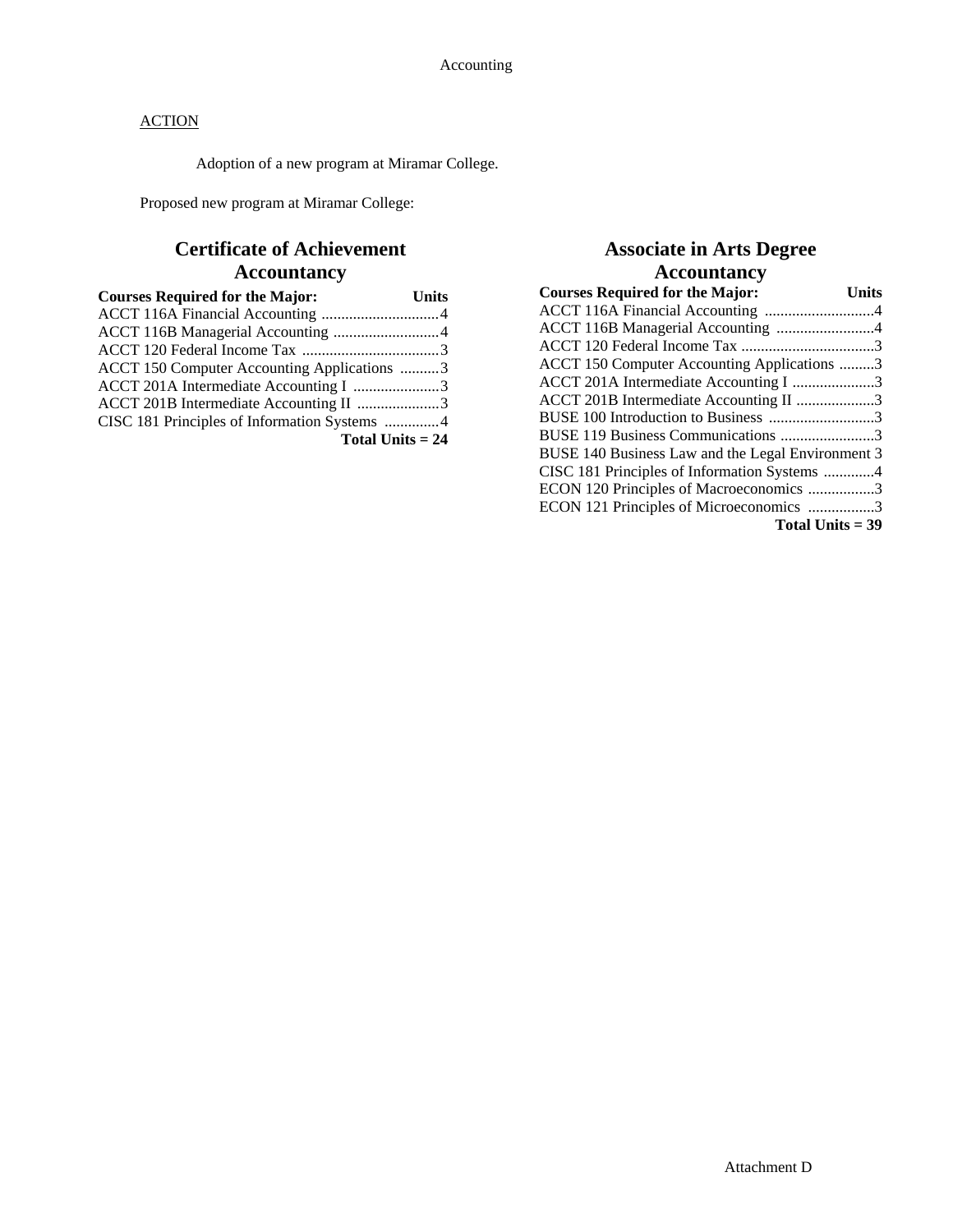Accounting

<u>ACTION</u>

Adoption of a new program at Miramar College.

Proposed new program at Miramar College:

## Certificate of Achievement
## Accountancy

| Courses Required for the Major: | Units |
|---|---|
| ACCT 116A Financial Accounting | 4 |
| ACCT 116B Managerial Accounting | 4 |
| ACCT 120 Federal Income Tax | 3 |
| ACCT 150 Computer Accounting Applications | 3 |
| ACCT 201A Intermediate Accounting I | 3 |
| ACCT 201B Intermediate Accounting II | 3 |
| CISC 181 Principles of Information Systems | 4 |
| **Total Units = 24** | |

## Associate in Arts Degree
## Accountancy

| Courses Required for the Major: | Units |
|---|---|
| ACCT 116A Financial Accounting | 4 |
| ACCT 116B Managerial Accounting | 4 |
| ACCT 120 Federal Income Tax | 3 |
| ACCT 150 Computer Accounting Applications | 3 |
| ACCT 201A Intermediate Accounting I | 3 |
| ACCT 201B Intermediate Accounting II | 3 |
| BUSE 100 Introduction to Business | 3 |
| BUSE 119 Business Communications | 3 |
| BUSE 140 Business Law and the Legal Environment | 3 |
| CISC 181 Principles of Information Systems | 4 |
| ECON 120 Principles of Macroeconomics | 3 |
| ECON 121 Principles of Microeconomics | 3 |
| **Total Units = 39** | |

Attachment D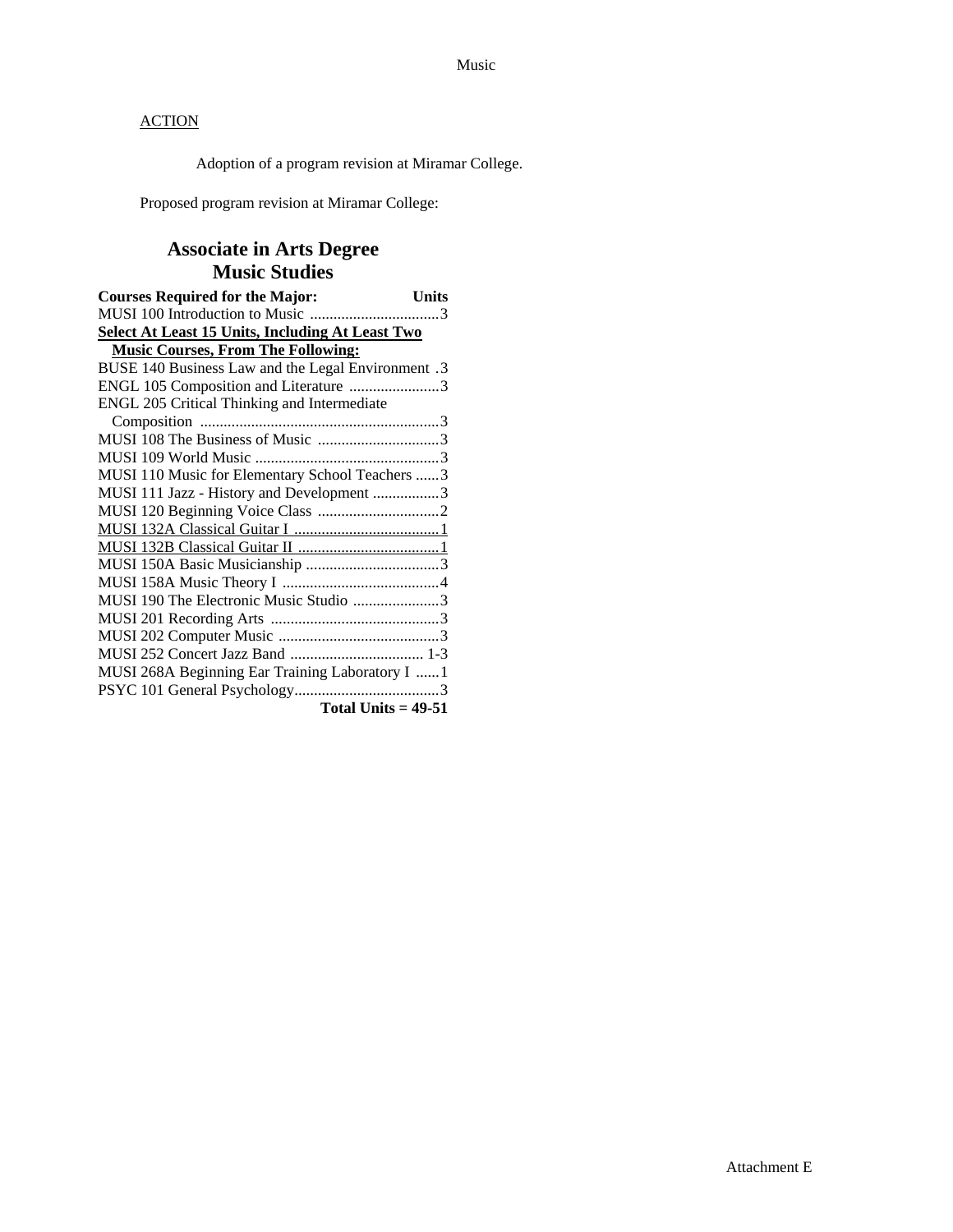ACTION

Adoption of a program revision at Miramar College.

Proposed program revision at Miramar College:

## Associate in Arts Degree
## Music Studies

| Courses Required for the Major: | Units |
|---|---|
| MUSI 100 Introduction to Music | 3 |
| **Select At Least 15 Units, Including At Least Two Music Courses, From The Following:** | |
| BUSE 140 Business Law and the Legal Environment | 3 |
| ENGL 105 Composition and Literature | 3 |
| ENGL 205 Critical Thinking and Intermediate Composition | 3 |
| MUSI 108 The Business of Music | 3 |
| MUSI 109 World Music | 3 |
| MUSI 110 Music for Elementary School Teachers | 3 |
| MUSI 111 Jazz - History and Development | 3 |
| MUSI 120 Beginning Voice Class | 2 |
| MUSI 132A Classical Guitar I | 1 |
| MUSI 132B Classical Guitar II | 1 |
| MUSI 150A Basic Musicianship | 3 |
| MUSI 158A Music Theory I | 4 |
| MUSI 190 The Electronic Music Studio | 3 |
| MUSI 201 Recording Arts | 3 |
| MUSI 202 Computer Music | 3 |
| MUSI 252 Concert Jazz Band | 1-3 |
| MUSI 268A Beginning Ear Training Laboratory I | 1 |
| PSYC 101 General Psychology | 3 |
| **Total Units = 49-51** | |

Attachment E